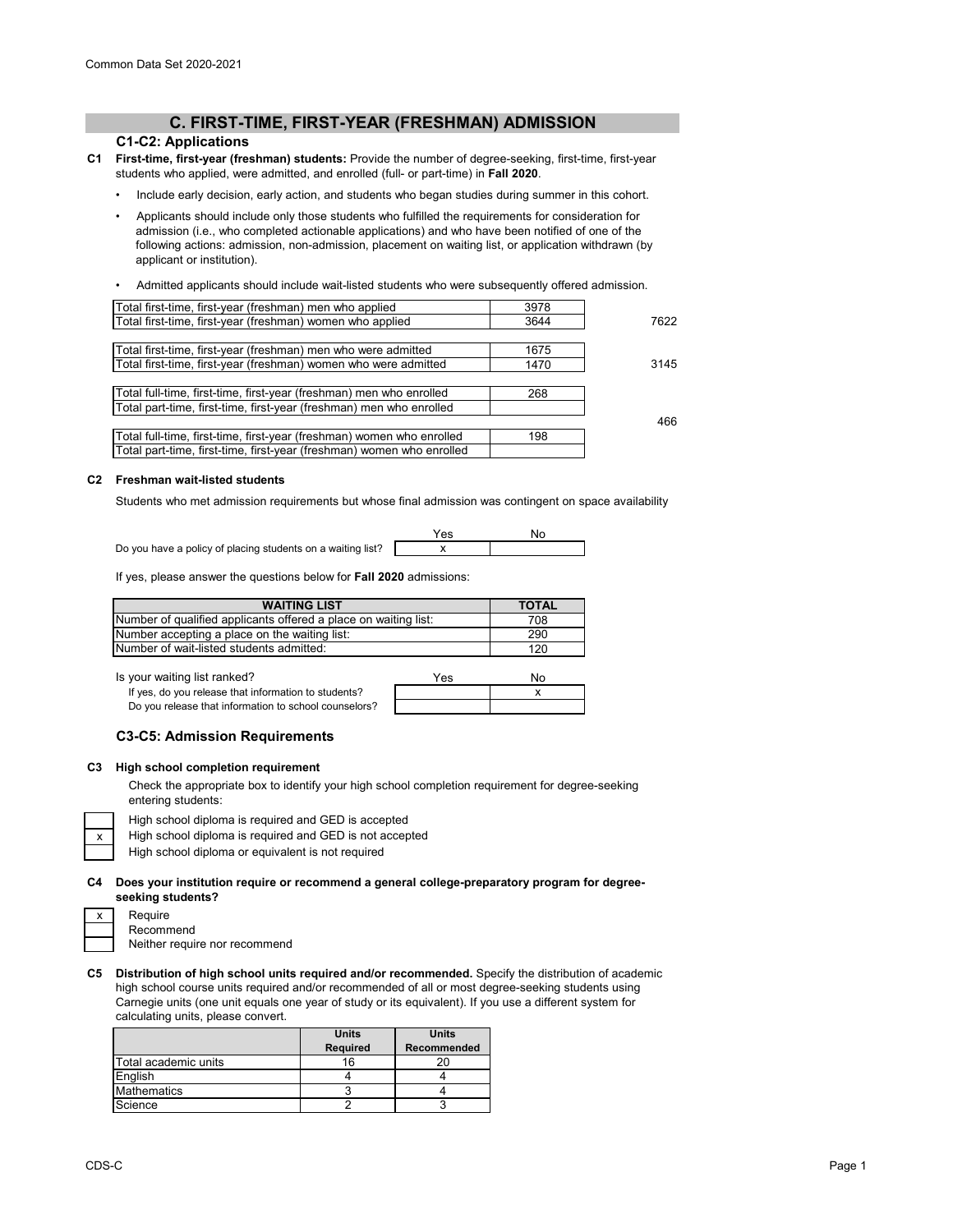Common Data Set 2020-2021

## C. FIRST-TIME, FIRST-YEAR (FRESHMAN) ADMISSION

### C1-C2: Applications

**C1 First-time, first-year (freshman) students:** Provide the number of degree-seeking, first-time, first-year students who applied, were admitted, and enrolled (full- or part-time) in **Fall 2020**.

- Include early decision, early action, and students who began studies during summer in this cohort.
- Applicants should include only those students who fulfilled the requirements for consideration for admission (i.e., who completed actionable applications) and who have been notified of one of the following actions: admission, non-admission, placement on waiting list, or application withdrawn (by applicant or institution).
- Admitted applicants should include wait-listed students who were subsequently offered admission.

| | | |
|---|---|---|
| Total first-time, first-year (freshman) men who applied | 3978 | |
| Total first-time, first-year (freshman) women who applied | 3644 | 7622 |
| Total first-time, first-year (freshman) men who were admitted | 1675 | |
| Total first-time, first-year (freshman) women who were admitted | 1470 | 3145 |
| Total full-time, first-time, first-year (freshman) men who enrolled | 268 | |
| Total part-time, first-time, first-year (freshman) men who enrolled | | |
| | | 466 |
| Total full-time, first-time, first-year (freshman) women who enrolled | 198 | |
| Total part-time, first-time, first-year (freshman) women who enrolled | | |

**C2 Freshman wait-listed students**

Students who met admission requirements but whose final admission was contingent on space availability

| | Yes | No |
|---|---|---|
| Do you have a policy of placing students on a waiting list? | x | |

If yes, please answer the questions below for **Fall 2020** admissions:

| WAITING LIST | TOTAL |
|---|---|
| Number of qualified applicants offered a place on waiting list: | 708 |
| Number accepting a place on the waiting list: | 290 |
| Number of wait-listed students admitted: | 120 |

| | Yes | No |
|---|---|---|
| Is your waiting list ranked? | | x |
| If yes, do you release that information to students? | | |
| Do you release that information to school counselors? | | |

### C3-C5: Admission Requirements

**C3 High school completion requirement**

Check the appropriate box to identify your high school completion requirement for degree-seeking entering students:

| | |
|---|---|
| | High school diploma is required and GED is accepted |
| x | High school diploma is required and GED is not accepted |
| | High school diploma or equivalent is not required |

**C4 Does your institution require or recommend a general college-preparatory program for degree-seeking students?**

| | |
|---|---|
| x | Require |
| | Recommend |
| | Neither require nor recommend |

**C5 Distribution of high school units required and/or recommended.** Specify the distribution of academic high school course units required and/or recommended of all or most degree-seeking students using Carnegie units (one unit equals one year of study or its equivalent). If you use a different system for calculating units, please convert.

| | Units Required | Units Recommended |
|---|---|---|
| Total academic units | 16 | 20 |
| English | 4 | 4 |
| Mathematics | 3 | 4 |
| Science | 2 | 3 |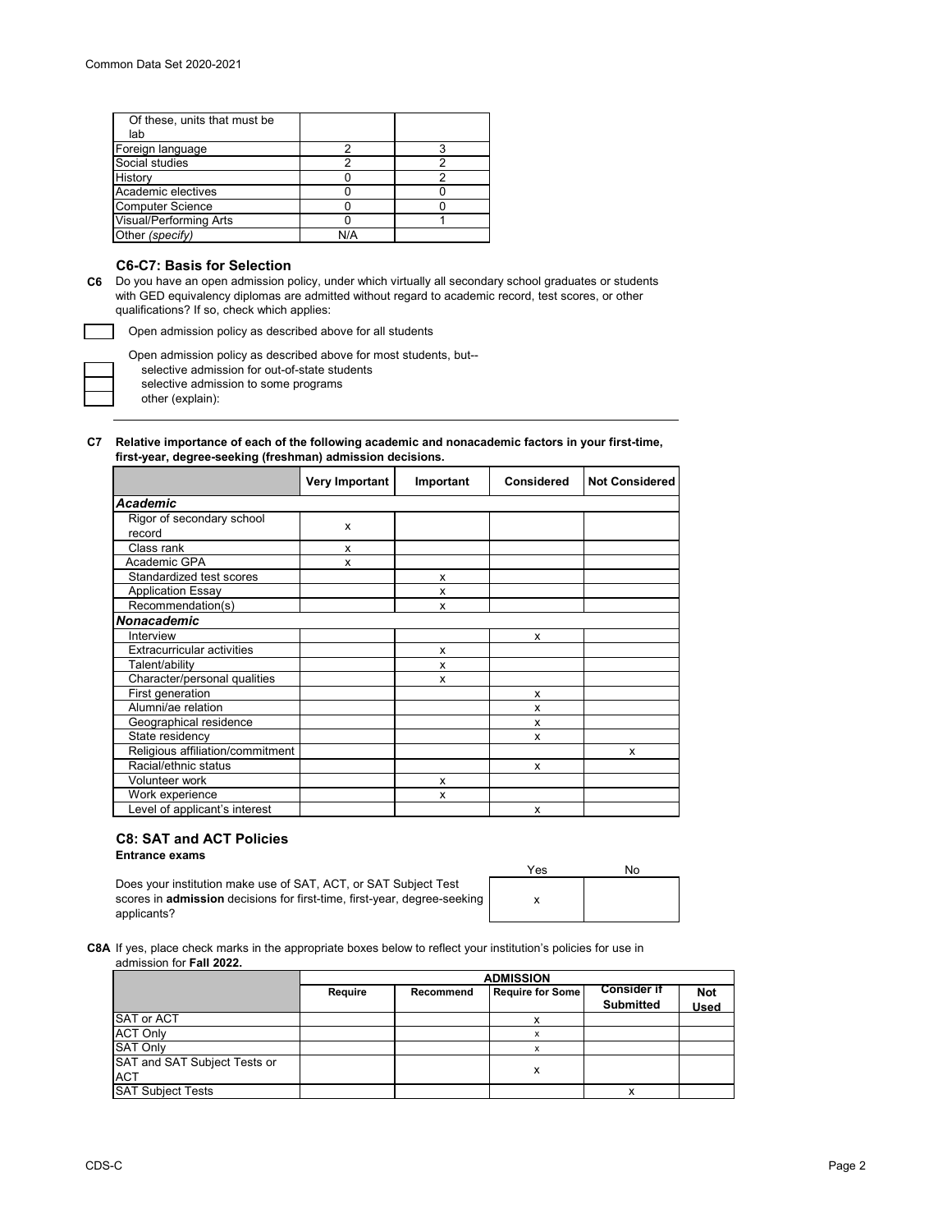| | | |
|---|---|---|
| Of these, units that must be lab | | |
| Foreign language | 2 | 3 |
| Social studies | 2 | 2 |
| History | 0 | 2 |
| Academic electives | 0 | 0 |
| Computer Science | 0 | 0 |
| Visual/Performing Arts | 0 | 1 |
| Other *(specify)* | N/A | |

### C6-C7: Basis for Selection

**C6** Do you have an open admission policy, under which virtually all secondary school graduates or students with GED equivalency diplomas are admitted without regard to academic record, test scores, or other qualifications? If so, check which applies:

☐ Open admission policy as described above for all students

Open admission policy as described above for most students, but--

☐ selective admission for out-of-state students

☐ selective admission to some programs

☐ other (explain):

**C7 Relative importance of each of the following academic and nonacademic factors in your first-time, first-year, degree-seeking (freshman) admission decisions.**

| | Very Important | Important | Considered | Not Considered |
|---|---|---|---|---|
| ***Academic*** | | | | |
| Rigor of secondary school record | x | | | |
| Class rank | x | | | |
| Academic GPA | x | | | |
| Standardized test scores | | x | | |
| Application Essay | | x | | |
| Recommendation(s) | | x | | |
| ***Nonacademic*** | | | | |
| Interview | | | x | |
| Extracurricular activities | | x | | |
| Talent/ability | | x | | |
| Character/personal qualities | | x | | |
| First generation | | | x | |
| Alumni/ae relation | | | x | |
| Geographical residence | | | x | |
| State residency | | | x | |
| Religious affiliation/commitment | | | | x |
| Racial/ethnic status | | | x | |
| Volunteer work | | x | | |
| Work experience | | x | | |
| Level of applicant's interest | | | x | |

### C8: SAT and ACT Policies

**Entrance exams**

| | Yes | No |
|---|---|---|
| Does your institution make use of SAT, ACT, or SAT Subject Test scores in **admission** decisions for first-time, first-year, degree-seeking applicants? | x | |

**C8A** If yes, place check marks in the appropriate boxes below to reflect your institution's policies for use in admission for **Fall 2022.**

| | ADMISSION | | | | |
|---|---|---|---|---|---|
| | Require | Recommend | Require for Some | Consider if Submitted | Not Used |
| SAT or ACT | | | x | | |
| ACT Only | | | x | | |
| SAT Only | | | x | | |
| SAT and SAT Subject Tests or ACT | | | x | | |
| SAT Subject Tests | | | | x | |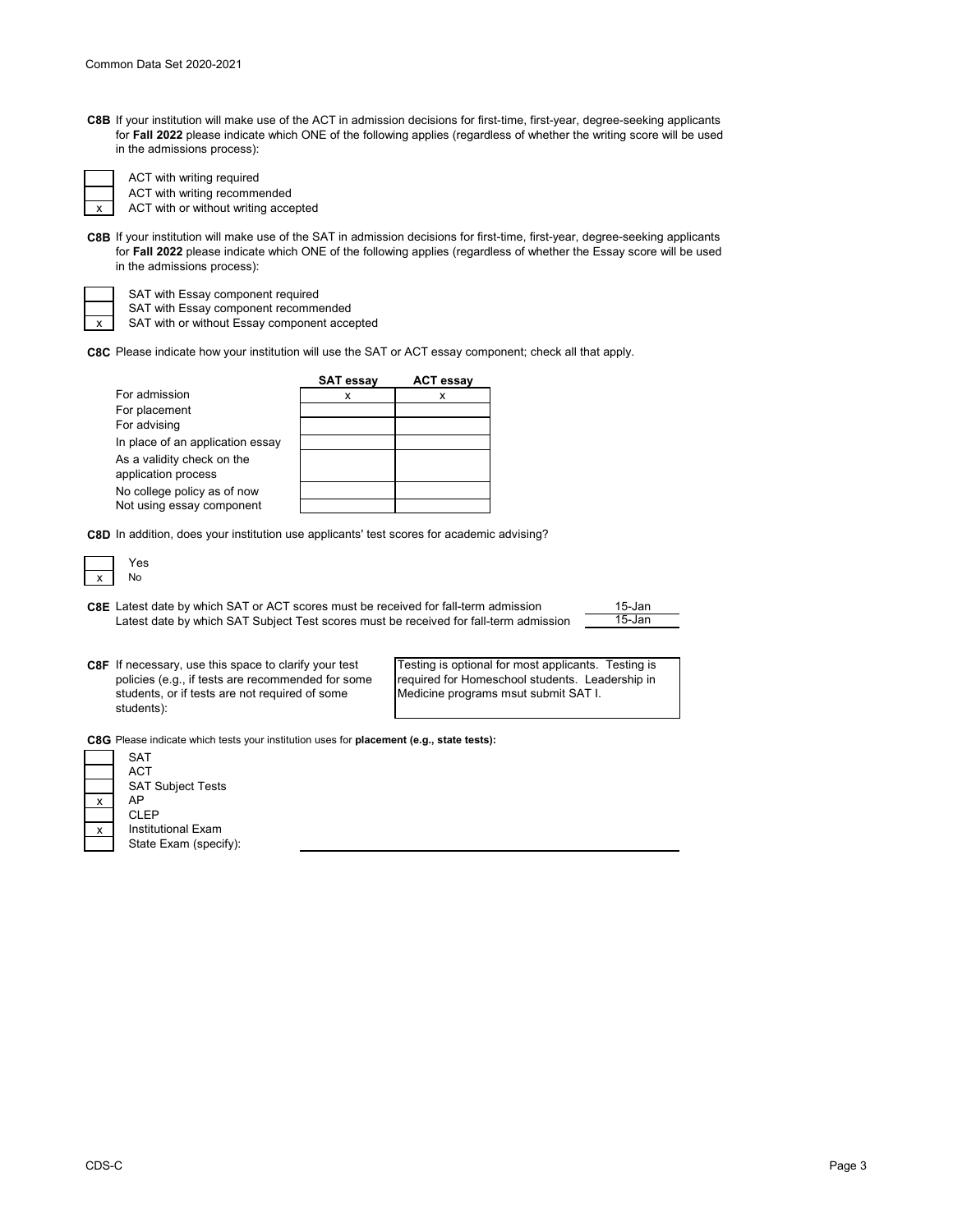**C8B** If your institution will make use of the ACT in admission decisions for first-time, first-year, degree-seeking applicants for **Fall 2022** please indicate which ONE of the following applies (regardless of whether the writing score will be used in the admissions process):

| | |
|---|---|
| | ACT with writing required |
| | ACT with writing recommended |
| x | ACT with or without writing accepted |

**C8B** If your institution will make use of the SAT in admission decisions for first-time, first-year, degree-seeking applicants for **Fall 2022** please indicate which ONE of the following applies (regardless of whether the Essay score will be used in the admissions process):

| | |
|---|---|
| | SAT with Essay component required |
| | SAT with Essay component recommended |
| x | SAT with or without Essay component accepted |

**C8C** Please indicate how your institution will use the SAT or ACT essay component; check all that apply.

| | SAT essay | ACT essay |
|---|---|---|
| For admission | x | x |
| For placement | | |
| For advising | | |
| In place of an application essay | | |
| As a validity check on the application process | | |
| No college policy as of now | | |
| Not using essay component | | |

**C8D** In addition, does your institution use applicants' test scores for academic advising?

| | |
|---|---|
| | Yes |
| x | No |

**C8E** Latest date by which SAT or ACT scores must be received for fall-term admission: 15-Jan
Latest date by which SAT Subject Test scores must be received for fall-term admission: 15-Jan

**C8F** If necessary, use this space to clarify your test policies (e.g., if tests are recommended for some students, or if tests are not required of some students):

Testing is optional for most applicants. Testing is required for Homeschool students. Leadership in Medicine programs msut submit SAT I.

**C8G** Please indicate which tests your institution uses for **placement (e.g., state tests):**

| | |
|---|---|
| | SAT |
| | ACT |
| | SAT Subject Tests |
| x | AP |
| | CLEP |
| x | Institutional Exam |
| | State Exam (specify): |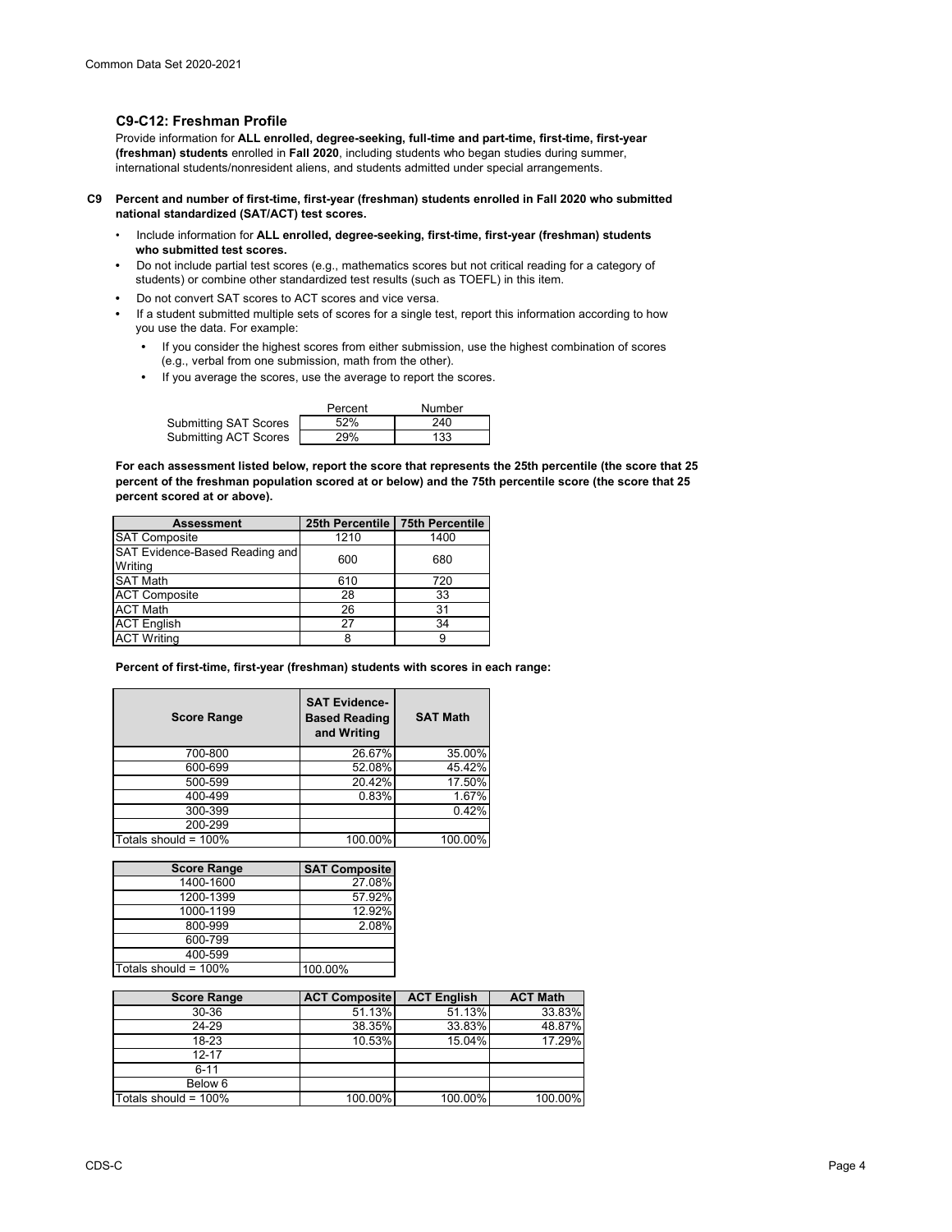### C9-C12: Freshman Profile

Provide information for **ALL enrolled, degree-seeking, full-time and part-time, first-time, first-year (freshman) students** enrolled in **Fall 2020**, including students who began studies during summer, international students/nonresident aliens, and students admitted under special arrangements.

**C9 Percent and number of first-time, first-year (freshman) students enrolled in Fall 2020 who submitted national standardized (SAT/ACT) test scores.**

- Include information for **ALL enrolled, degree-seeking, first-time, first-year (freshman) students who submitted test scores.**
- Do not include partial test scores (e.g., mathematics scores but not critical reading for a category of students) or combine other standardized test results (such as TOEFL) in this item.
- Do not convert SAT scores to ACT scores and vice versa.
- If a student submitted multiple sets of scores for a single test, report this information according to how you use the data. For example:
  - If you consider the highest scores from either submission, use the highest combination of scores (e.g., verbal from one submission, math from the other).
  - If you average the scores, use the average to report the scores.

| | Percent | Number |
|---|---|---|
| Submitting SAT Scores | 52% | 240 |
| Submitting ACT Scores | 29% | 133 |

**For each assessment listed below, report the score that represents the 25th percentile (the score that 25 percent of the freshman population scored at or below) and the 75th percentile score (the score that 25 percent scored at or above).**

| Assessment | 25th Percentile | 75th Percentile |
|---|---|---|
| SAT Composite | 1210 | 1400 |
| SAT Evidence-Based Reading and Writing | 600 | 680 |
| SAT Math | 610 | 720 |
| ACT Composite | 28 | 33 |
| ACT Math | 26 | 31 |
| ACT English | 27 | 34 |
| ACT Writing | 8 | 9 |

**Percent of first-time, first-year (freshman) students with scores in each range:**

| Score Range | SAT Evidence-Based Reading and Writing | SAT Math |
|---|---|---|
| 700-800 | 26.67% | 35.00% |
| 600-699 | 52.08% | 45.42% |
| 500-599 | 20.42% | 17.50% |
| 400-499 | 0.83% | 1.67% |
| 300-399 | | 0.42% |
| 200-299 | | |
| Totals should = 100% | 100.00% | 100.00% |

| Score Range | SAT Composite |
|---|---|
| 1400-1600 | 27.08% |
| 1200-1399 | 57.92% |
| 1000-1199 | 12.92% |
| 800-999 | 2.08% |
| 600-799 | |
| 400-599 | |
| Totals should = 100% | 100.00% |

| Score Range | ACT Composite | ACT English | ACT Math |
|---|---|---|---|
| 30-36 | 51.13% | 51.13% | 33.83% |
| 24-29 | 38.35% | 33.83% | 48.87% |
| 18-23 | 10.53% | 15.04% | 17.29% |
| 12-17 | | | |
| 6-11 | | | |
| Below 6 | | | |
| Totals should = 100% | 100.00% | 100.00% | 100.00% |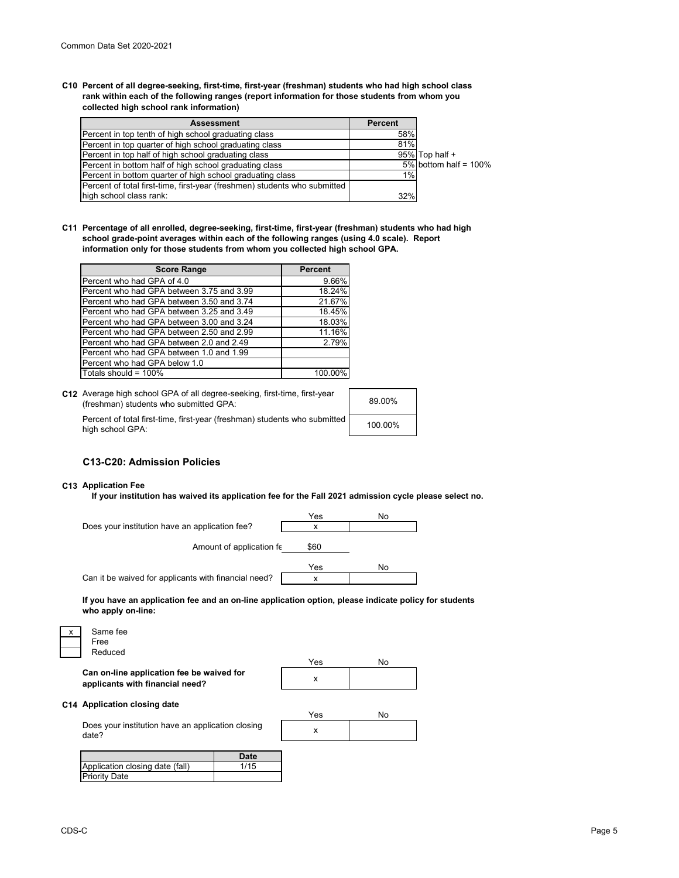**C10 Percent of all degree-seeking, first-time, first-year (freshman) students who had high school class rank within each of the following ranges (report information for those students from whom you collected high school rank information)**

| Assessment | Percent | |
|---|---|---|
| Percent in top tenth of high school graduating class | 58% | |
| Percent in top quarter of high school graduating class | 81% | |
| Percent in top half of high school graduating class | 95% | Top half + |
| Percent in bottom half of high school graduating class | 5% | bottom half = 100% |
| Percent in bottom quarter of high school graduating class | 1% | |
| Percent of total first-time, first-year (freshmen) students who submitted high school class rank: | 32% | |

**C11 Percentage of all enrolled, degree-seeking, first-time, first-year (freshman) students who had high school grade-point averages within each of the following ranges (using 4.0 scale). Report information only for those students from whom you collected high school GPA.**

| Score Range | Percent |
|---|---|
| Percent who had GPA of 4.0 | 9.66% |
| Percent who had GPA between 3.75 and 3.99 | 18.24% |
| Percent who had GPA between 3.50 and 3.74 | 21.67% |
| Percent who had GPA between 3.25 and 3.49 | 18.45% |
| Percent who had GPA between 3.00 and 3.24 | 18.03% |
| Percent who had GPA between 2.50 and 2.99 | 11.16% |
| Percent who had GPA between 2.0 and 2.49 | 2.79% |
| Percent who had GPA between 1.0 and 1.99 | |
| Percent who had GPA below 1.0 | |
| Totals should = 100% | 100.00% |

**C12** Average high school GPA of all degree-seeking, first-time, first-year (freshman) students who submitted GPA: 89.00%

Percent of total first-time, first-year (freshman) students who submitted high school GPA: 100.00%

## C13-C20: Admission Policies

**C13 Application Fee**

**If your institution has waived its application fee for the Fall 2021 admission cycle please select no.**

| | Yes | No |
|---|---|---|
| Does your institution have an application fee? | x | |
| Amount of application fe | $60 | |
| Can it be waived for applicants with financial need? | x | |

**If you have an application fee and an on-line application option, please indicate policy for students who apply on-line:**

- [x] Same fee
- [ ] Free
- [ ] Reduced

| | Yes | No |
|---|---|---|
| **Can on-line application fee be waived for applicants with financial need?** | x | |

**C14 Application closing date**

| | Yes | No |
|---|---|---|
| Does your institution have an application closing date? | x | |

| | Date |
|---|---|
| Application closing date (fall) | 1/15 |
| Priority Date | |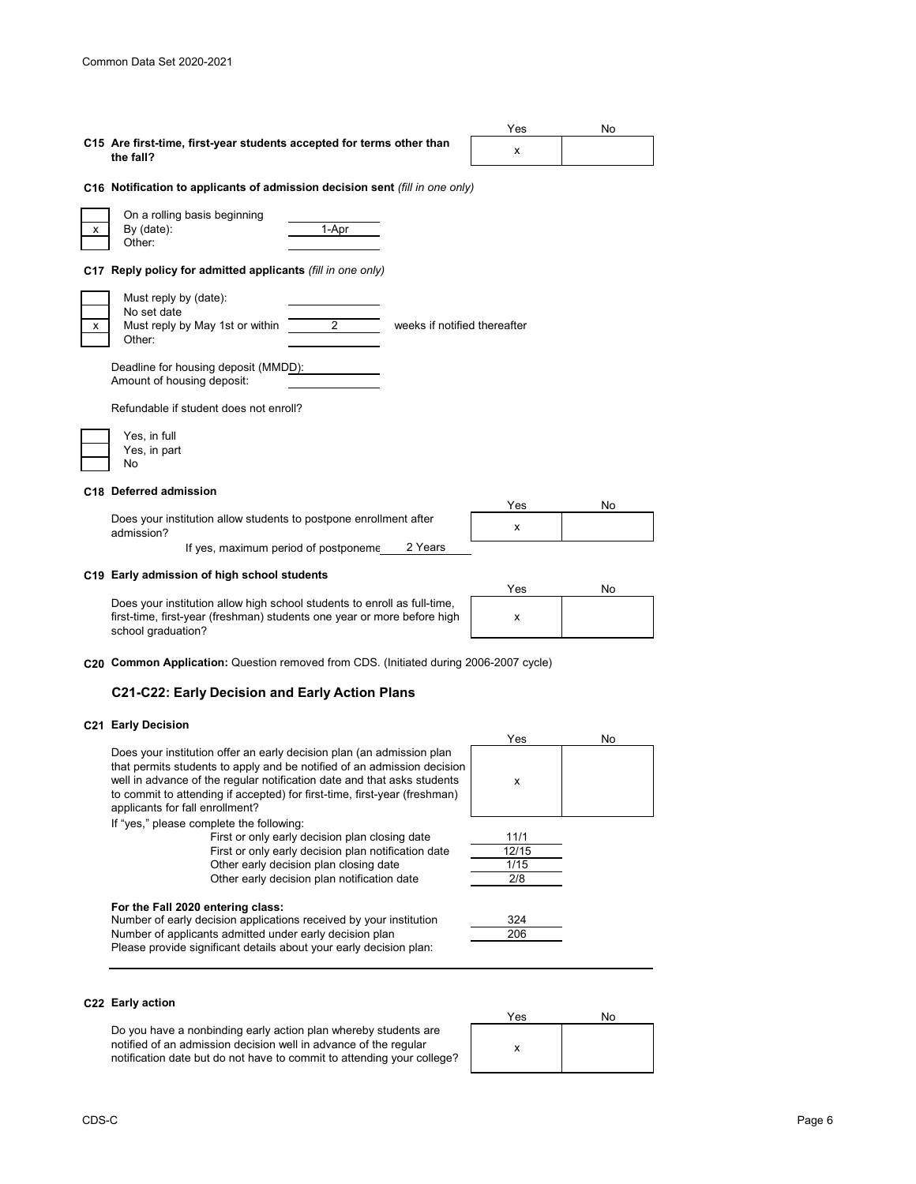**C15 Are first-time, first-year students accepted for terms other than the fall?**

| Yes | No |
|---|---|
| x | |

**C16 Notification to applicants of admission decision sent** *(fill in one only)*

| | | |
|---|---|---|
| | On a rolling basis beginning | |
| x | By (date): | 1-Apr |
| | Other: | |

**C17 Reply policy for admitted applicants** *(fill in one only)*

| | | | |
|---|---|---|---|
| | Must reply by (date): | | |
| | No set date | | |
| x | Must reply by May 1st or within | 2 | weeks if notified thereafter |
| | Other: | | |

Deadline for housing deposit (MMDD):

Amount of housing deposit:

Refundable if student does not enroll?

| | |
|---|---|
| | Yes, in full |
| | Yes, in part |
| | No |

**C18 Deferred admission**

| | Yes | No |
|---|---|---|
| Does your institution allow students to postpone enrollment after admission? | x | |

If yes, maximum period of postponeme 2 Years

**C19 Early admission of high school students**

| | Yes | No |
|---|---|---|
| Does your institution allow high school students to enroll as full-time, first-time, first-year (freshman) students one year or more before high school graduation? | x | |

**C20 Common Application:** Question removed from CDS. (Initiated during 2006-2007 cycle)

## C21-C22: Early Decision and Early Action Plans

**C21 Early Decision**

| | Yes | No |
|---|---|---|
| Does your institution offer an early decision plan (an admission plan that permits students to apply and be notified of an admission decision well in advance of the regular notification date and that asks students to commit to attending if accepted) for first-time, first-year (freshman) applicants for fall enrollment? | x | |

If "yes," please complete the following:

| | |
|---|---|
| First or only early decision plan closing date | 11/1 |
| First or only early decision plan notification date | 12/15 |
| Other early decision plan closing date | 1/15 |
| Other early decision plan notification date | 2/8 |

**For the Fall 2020 entering class:**

| | |
|---|---|
| Number of early decision applications received by your institution | 324 |
| Number of applicants admitted under early decision plan | 206 |

Please provide significant details about your early decision plan:

**C22 Early action**

| | Yes | No |
|---|---|---|
| Do you have a nonbinding early action plan whereby students are notified of an admission decision well in advance of the regular notification date but do not have to commit to attending your college? | x | |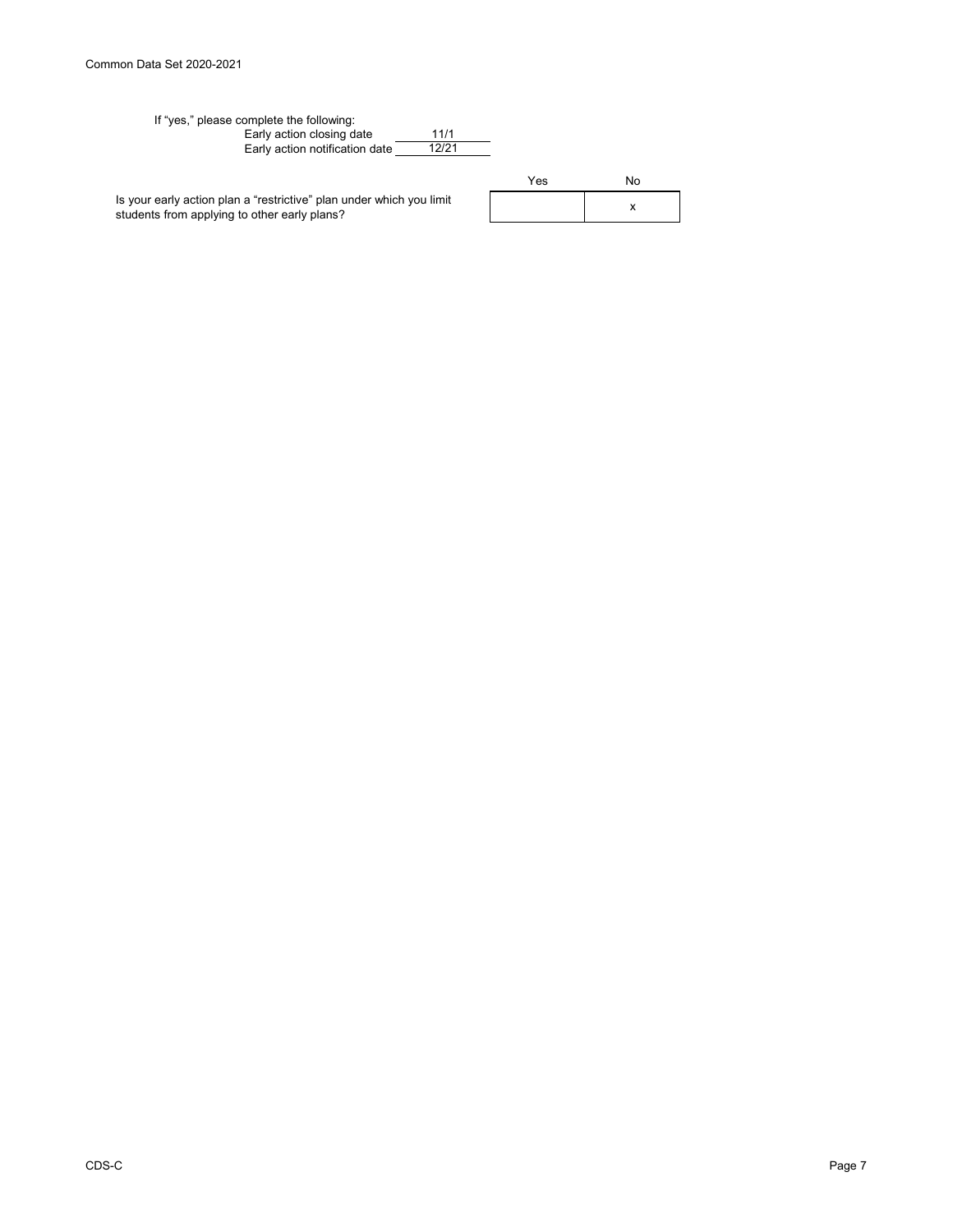If "yes," please complete the following:

Early action closing date 11/1

Early action notification date 12/21

| | Yes | No |
|---|---|---|
| Is your early action plan a "restrictive" plan under which you limit students from applying to other early plans? | | x |